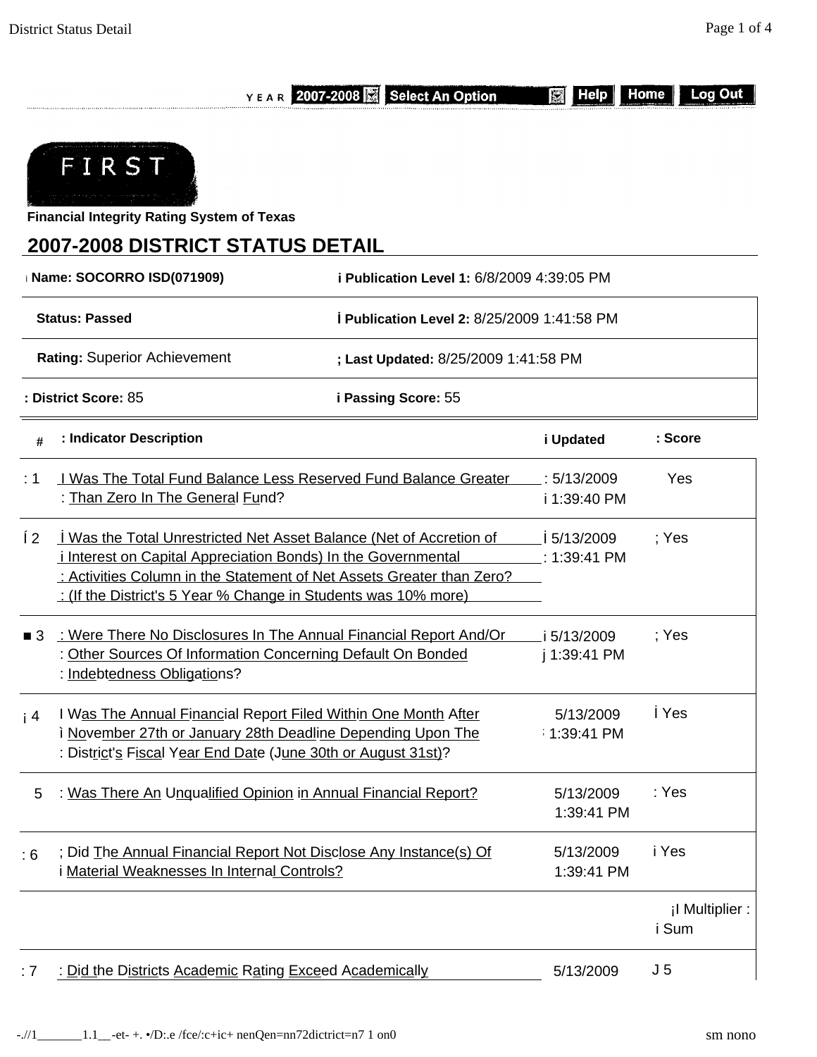YEAR 2007-2008 Select An Option Help Home Log Out

FIRST

**Financial Integrity Rating System of Texas**

## 2007-2008 DISTRICT STATUS DETAIL

| | |
|---|---|
| **Name:** SOCORRO ISD(071909) | **Publication Level 1:** 6/8/2009 4:39:05 PM |
| **Status:** Passed | **Publication Level 2:** 8/25/2009 1:41:58 PM |
| **Rating:** Superior Achievement | **Last Updated:** 8/25/2009 1:41:58 PM |
| **District Score:** 85 | **Passing Score:** 55 |

| # | Indicator Description | Updated | Score |
|---|---|---|---|
| 1 | Was The Total Fund Balance Less Reserved Fund Balance Greater Than Zero In The General Fund? | 5/13/2009 1:39:40 PM | Yes |
| 2 | Was the Total Unrestricted Net Asset Balance (Net of Accretion of Interest on Capital Appreciation Bonds) In the Governmental Activities Column in the Statement of Net Assets Greater than Zero? (If the District's 5 Year % Change in Students was 10% more) | 5/13/2009 1:39:41 PM | Yes |
| 3 | Were There No Disclosures In The Annual Financial Report And/Or Other Sources Of Information Concerning Default On Bonded Indebtedness Obligations? | 5/13/2009 1:39:41 PM | Yes |
| 4 | Was The Annual Financial Report Filed Within One Month After November 27th or January 28th Deadline Depending Upon The District's Fiscal Year End Date (June 30th or August 31st)? | 5/13/2009 1:39:41 PM | Yes |
| 5 | Was There An Unqualified Opinion in Annual Financial Report? | 5/13/2009 1:39:41 PM | Yes |
| 6 | Did The Annual Financial Report Not Disclose Any Instance(s) Of Material Weaknesses In Internal Controls? | 5/13/2009 1:39:41 PM | Yes |
| | | | Multiplier Sum |
| 7 | Did the Districts Academic Rating Exceed Academically | 5/13/2009 | 5 |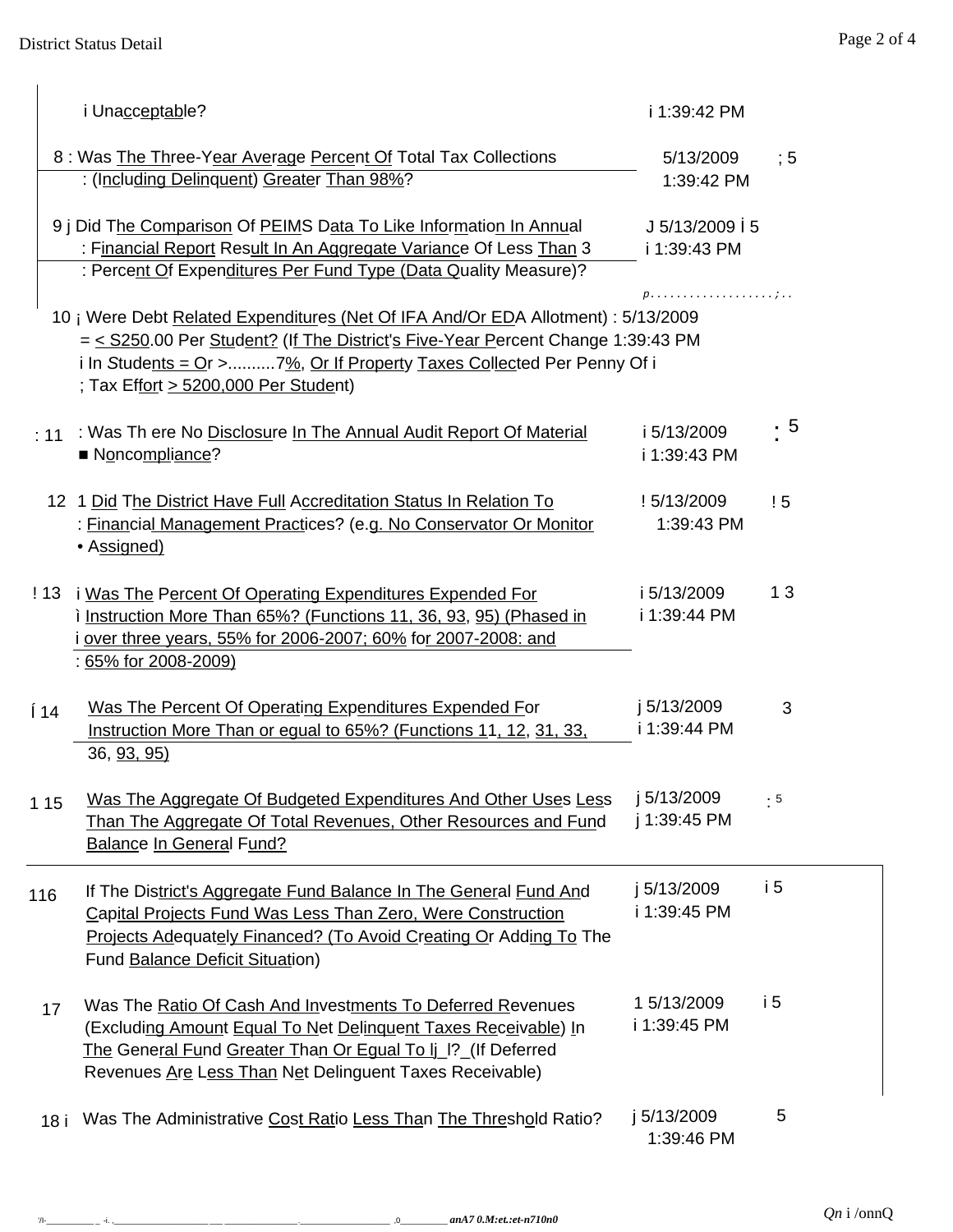| # | Indicator | Date/Time | Points |
|---|---|---|---|
| | Unacceptable? | 1:39:42 PM | |
| 8 | Was The Three-Year Average Percent Of Total Tax Collections (Including Delinquent) Greater Than 98%? | 5/13/2009 1:39:42 PM | 5 |
| 9 | Did The Comparison Of PEIMS Data To Like Information In Annual Financial Report Result In An Aggregate Variance Of Less Than 3 Percent Of Expenditures Per Fund Type (Data Quality Measure)? | 5/13/2009 1:39:43 PM | 5 |
| 10 | Were Debt Related Expenditures (Net Of IFA And/Or EDA Allotment) = < S250.00 Per Student? (If The District's Five-Year Percent Change In Students = Or >..........7%, Or If Property Taxes Collected Per Penny Of Tax Effort > 5200,000 Per Student) | 5/13/2009 1:39:43 PM | |
| 11 | Was There No Disclosure In The Annual Audit Report Of Material Noncompliance? | 5/13/2009 1:39:43 PM | 5 |
| 12 | Did The District Have Full Accreditation Status In Relation To Financial Management Practices? (e.g. No Conservator Or Monitor Assigned) | 5/13/2009 1:39:43 PM | 5 |
| 13 | Was The Percent Of Operating Expenditures Expended For Instruction More Than 65%? (Functions 11, 36, 93, 95) (Phased in over three years, 55% for 2006-2007; 60% for 2007-2008: and 65% for 2008-2009) | 5/13/2009 1:39:44 PM | 3 |
| 14 | Was The Percent Of Operating Expenditures Expended For Instruction More Than or egual to 65%? (Functions 11, 12, 31, 33, 36, 93, 95) | 5/13/2009 1:39:44 PM | 3 |
| 15 | Was The Aggregate Of Budgeted Expenditures And Other Uses Less Than The Aggregate Of Total Revenues, Other Resources and Fund Balance In General Fund? | 5/13/2009 1:39:45 PM | 5 |
| 16 | If The District's Aggregate Fund Balance In The General Fund And Capital Projects Fund Was Less Than Zero, Were Construction Projects Adequately Financed? (To Avoid Creating Or Adding To The Fund Balance Deficit Situation) | 5/13/2009 1:39:45 PM | 5 |
| 17 | Was The Ratio Of Cash And Investments To Deferred Revenues (Excluding Amount Equal To Net Delinquent Taxes Receivable) In The General Fund Greater Than Or Egual To lj_l?_(If Deferred Revenues Are Less Than Net Delinguent Taxes Receivable) | 5/13/2009 1:39:45 PM | 5 |
| 18 | Was The Administrative Cost Ratio Less Than The Threshold Ratio? | 5/13/2009 1:39:46 PM | 5 |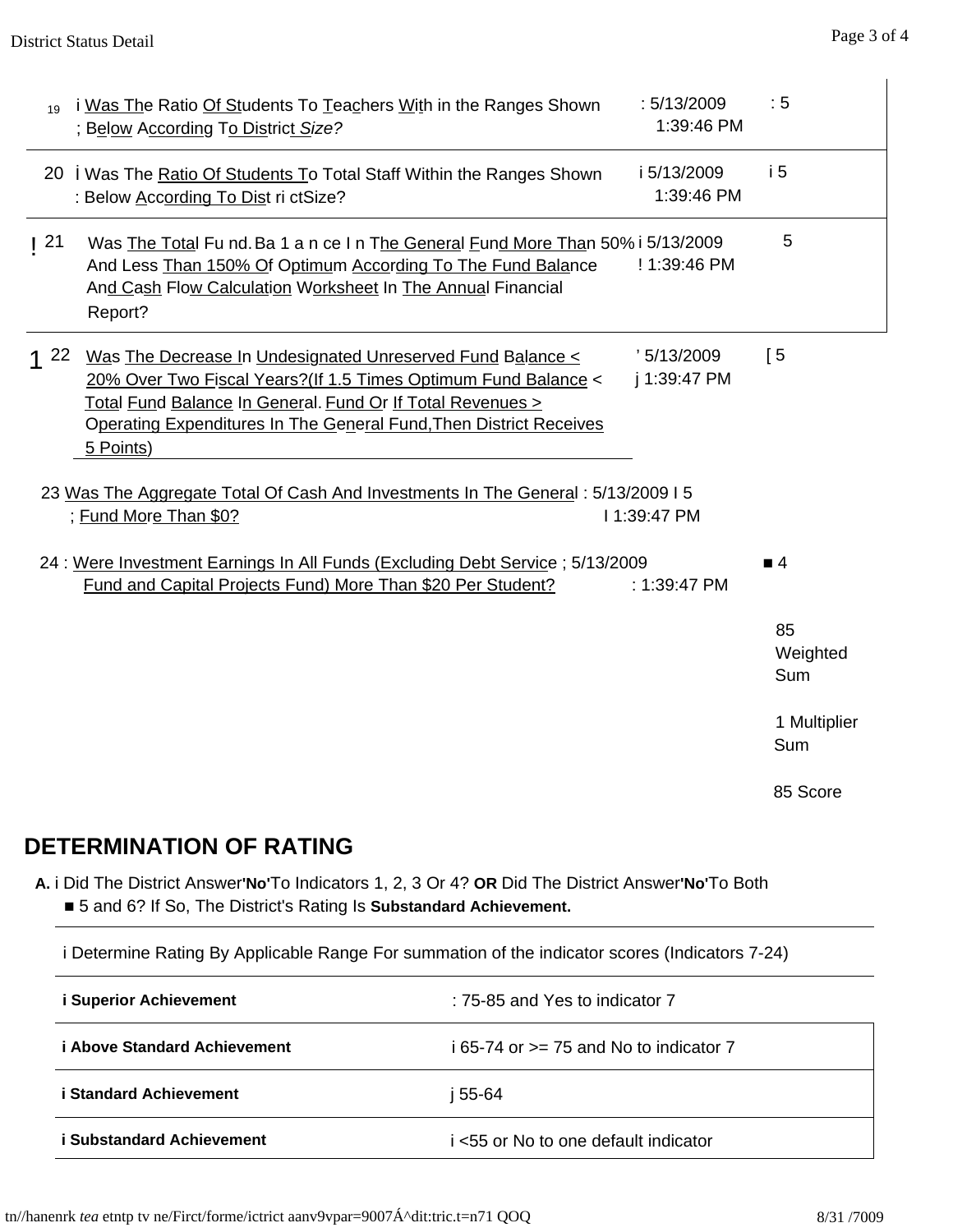| # | Indicator | Date | Points |
|---|---|---|---|
| 19 | Was The Ratio Of Students To Teachers With in the Ranges Shown Below According To District *Size?* | 5/13/2009 1:39:46 PM | 5 |
| 20 | Was The Ratio Of Students To Total Staff Within the Ranges Shown Below According To District Size? | 5/13/2009 1:39:46 PM | 5 |
| 21 | Was The Total Fund Balance In The General Fund More Than 50% And Less Than 150% Of Optimum According To The Fund Balance And Cash Flow Calculation Worksheet In The Annual Financial Report? | 5/13/2009 1:39:46 PM | 5 |
| 22 | Was The Decrease In Undesignated Unreserved Fund Balance < 20% Over Two Fiscal Years?(If 1.5 Times Optimum Fund Balance < Total Fund Balance In General. Fund Or If Total Revenues > Operating Expenditures In The General Fund,Then District Receives 5 Points) | 5/13/2009 1:39:47 PM | 5 |
| 23 | Was The Aggregate Total Of Cash And Investments In The General Fund More Than $0? | 5/13/2009 1:39:47 PM | 5 |
| 24 | Were Investment Earnings In All Funds (Excluding Debt Service Fund and Capital Projects Fund) More Than $20 Per Student? | 5/13/2009 1:39:47 PM | 4 |

85 Weighted Sum

1 Multiplier Sum

85 Score

## DETERMINATION OF RATING

**A.** Did The District Answer **'No'** To Indicators 1, 2, 3 Or 4? **OR** Did The District Answer **'No'** To Both 5 and 6? If So, The District's Rating Is **Substandard Achievement.**

Determine Rating By Applicable Range For summation of the indicator scores (Indicators 7-24)

| Rating | Range |
|---|---|
| **Superior Achievement** | 75-85 and Yes to indicator 7 |
| **Above Standard Achievement** | 65-74 or >= 75 and No to indicator 7 |
| **Standard Achievement** | 55-64 |
| **Substandard Achievement** | <55 or No to one default indicator |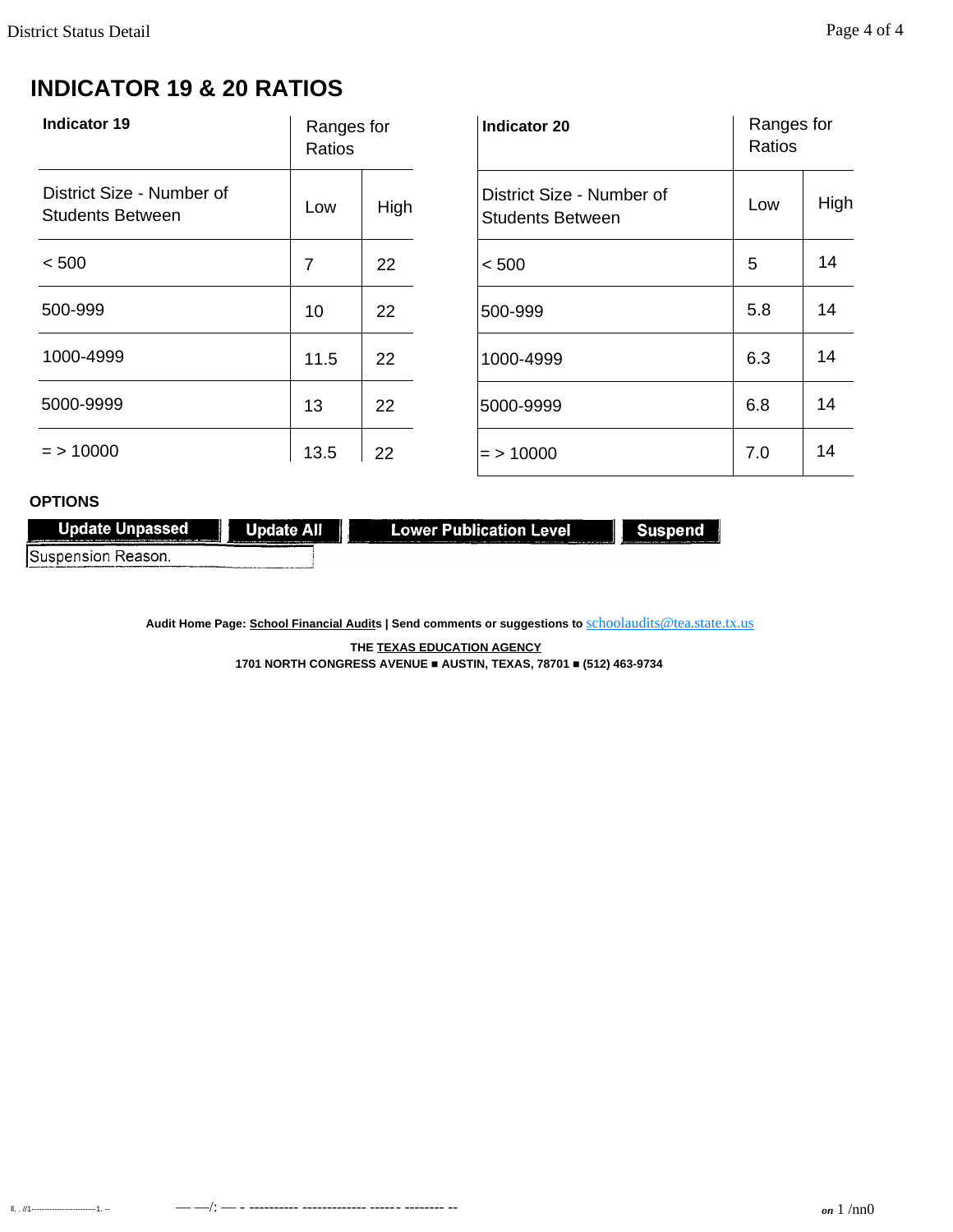# INDICATOR 19 & 20 RATIOS

| Indicator 19 | Ranges for Ratios | |
|---|---|---|
| District Size - Number of Students Between | Low | High |
| < 500 | 7 | 22 |
| 500-999 | 10 | 22 |
| 1000-4999 | 11.5 | 22 |
| 5000-9999 | 13 | 22 |
| = > 10000 | 13.5 | 22 |

| Indicator 20 | Ranges for Ratios | |
|---|---|---|
| District Size - Number of Students Between | Low | High |
| < 500 | 5 | 14 |
| 500-999 | 5.8 | 14 |
| 1000-4999 | 6.3 | 14 |
| 5000-9999 | 6.8 | 14 |
| = > 10000 | 7.0 | 14 |

**OPTIONS**

**Update Unpassed** **Update All** **Lower Publication Level** **Suspend**

Suspension Reason.

**Audit Home Page: School Financial Audits | Send comments or suggestions to** schoolaudits@tea.state.tx.us

**THE TEXAS EDUCATION AGENCY**
**1701 NORTH CONGRESS AVENUE ■ AUSTIN, TEXAS, 78701 ■ (512) 463-9734**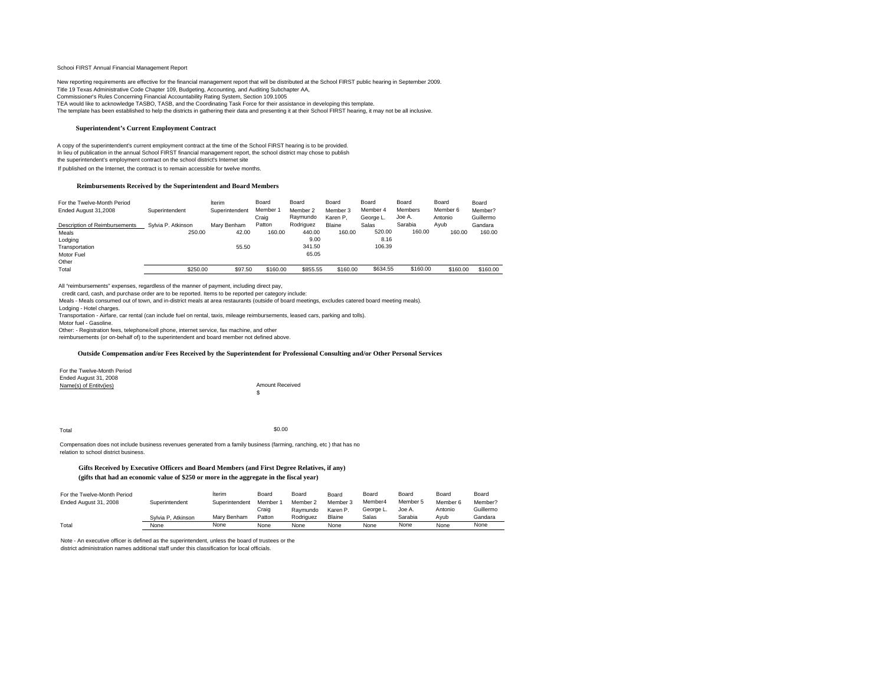Schooi FIRST Annual Financial Management Report

New reporting requirements are effective for the financial management report that will be distributed at the School FIRST public hearing in September 2009.
Title 19 Texas Administrative Code Chapter 109, Budgeting, Accounting, and Auditing Subchapter AA,
Commissioner's Rules Concerning Financial Accountability Rating System, Section 109.1005
TEA would like to acknowledge TASBO, TASB, and the Coordinating Task Force for their assistance in developing this template.
The template has been established to help the districts in gathering their data and presenting it at their School FIRST hearing, it may not be all inclusive.

**Superintendent's Current Employment Contract**

A copy of the superintendent's current employment contract at the time of the School FIRST hearing is to be provided.
In lieu of publication in the annual School FIRST financial management report, the school district may chose to publish
the superintendent's employment contract on the school district's Internet site
If published on the Internet, the contract is to remain accessible for twelve months.

**Reimbursements Received by the Superintendent and Board Members**

| For the Twelve-Month Period Ended August 31,2008 | Superintendent | Iterim Superintendent | Board Member 1 Craig | Board Member 2 Raymundo | Board Member 3 Karen P, | Board Member 4 George L. | Board Members Joe A. | Board Member 6 Antonio | Board Member? Guillermo |
|---|---|---|---|---|---|---|---|---|---|
| Description of Reimbursements | Sylvia P. Atkinson | Mary Benham | Patton | Rodriguez | Blaine | Salas | Sarabia | Ayub | Gandara |
| Meals | 250.00 | 42.00 | 160.00 | 440.00 | 160.00 | 520.00 | 160.00 | 160.00 | 160.00 |
| Lodging | | | | 9.00 | | 8.16 | | | |
| Transportation | | 55.50 | | 341.50 | | 106.39 | | | |
| Motor Fuel | | | | 65.05 | | | | | |
| Other | | | | | | | | | |
| Total | $250.00 | $97.50 | $160.00 | $855.55 | $160.00 | $634.55 | $160.00 | $160.00 | $160.00 |

All "reimbursements" expenses, regardless of the manner of payment, including direct pay,
credit card, cash, and purchase order are to be reported. Items to be reported per category include:
Meals - Meals consumed out of town, and in-district meals at area restaurants (outside of board meetings, excludes catered board meeting meals).
Lodging - Hotel charges.
Transportation - Airfare, car rental (can include fuel on rental, taxis, mileage reimbursements, leased cars, parking and tolls).
Motor fuel - Gasoline.
Other: - Registration fees, telephone/cell phone, internet service, fax machine, and other
reimbursements (or on-behalf of) to the superintendent and board member not defined above.

**Outside Compensation and/or Fees Received by the Superintendent for Professional Consulting and/or Other Personal Services**

| For the Twelve-Month Period Ended August 31, 2008 Name(s) of Entitv(ies) | Amount Received |
|---|---|
| | $ |
| Total | $0.00 |

Compensation does not include business revenues generated from a family business (farming, ranching, etc ) that has no relation to school district business.

**Gifts Received by Executive Officers and Board Members (and First Degree Relatives, if any)**
**(gifts that had an economic value of $250 or more in the aggregate in the fiscal year)**

| For the Twelve-Month Period Ended August 31, 2008 | Superintendent | Iterim Superintendent | Board Member 1 Craig | Board Member 2 Raymundo | Board Member 3 Karen P. | Board Member4 George L. | Board Member 5 Joe A. | Board Member 6 Antonio | Board Member? Guillermo |
|---|---|---|---|---|---|---|---|---|---|
| | Sylvia P, Atkinson | Mary Benham | Patton | Rodriguez | Blaine | Salas | Sarabia | Ayub | Gandara |
| Total | None | None | None | None | None | None | None | None | None |

Note - An executive officer is defined as the superintendent, unless the board of trustees or the district administration names additional staff under this classification for local officials.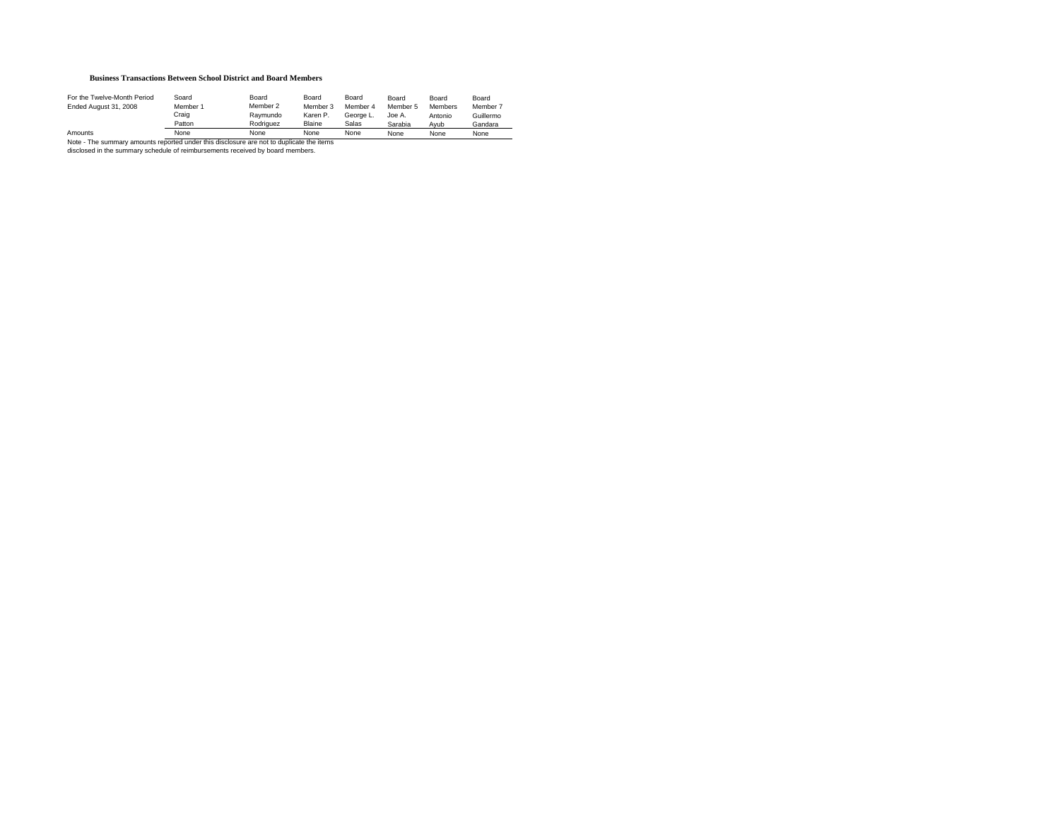**Business Transactions Between School District and Board Members**

| For the Twelve-Month Period Ended August 31, 2008 | Soard Member 1 Craig Patton | Board Member 2 Raymundo Rodriguez | Board Member 3 Karen P. Blaine | Board Member 4 George L. Salas | Board Member 5 Joe A. Sarabia | Board Members Antonio Ayub | Board Member 7 Guillermo Gandara |
|---|---|---|---|---|---|---|---|
| Amounts | None | None | None | None | None | None | None |

Note - The summary amounts reported under this disclosure are not to duplicate the items disclosed in the summary schedule of reimbursements received by board members.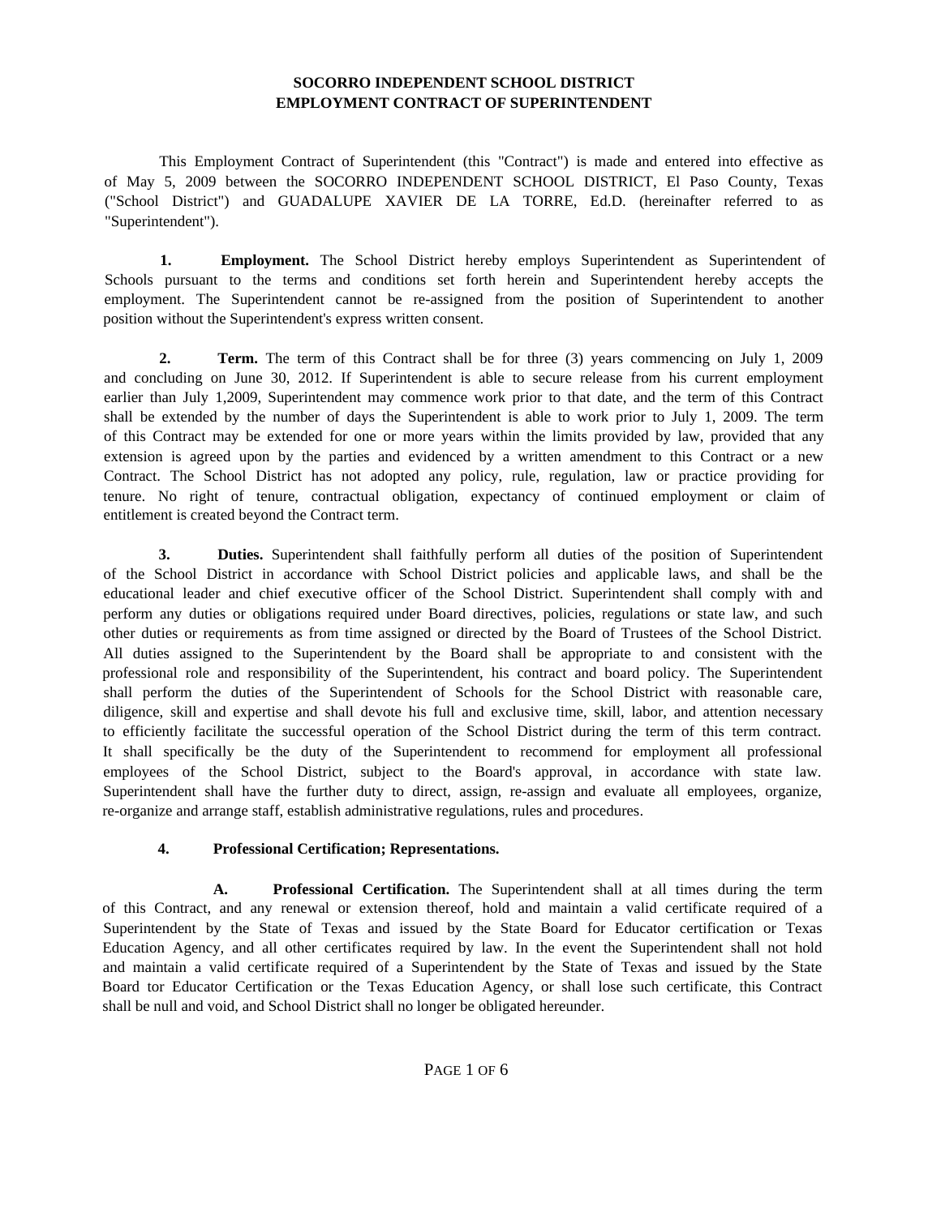**SOCORRO INDEPENDENT SCHOOL DISTRICT**
**EMPLOYMENT CONTRACT OF SUPERINTENDENT**

This Employment Contract of Superintendent (this "Contract") is made and entered into effective as of May 5, 2009 between the SOCORRO INDEPENDENT SCHOOL DISTRICT, El Paso County, Texas ("School District") and GUADALUPE XAVIER DE LA TORRE, Ed.D. (hereinafter referred to as "Superintendent").

**1. Employment.** The School District hereby employs Superintendent as Superintendent of Schools pursuant to the terms and conditions set forth herein and Superintendent hereby accepts the employment. The Superintendent cannot be re-assigned from the position of Superintendent to another position without the Superintendent's express written consent.

**2. Term.** The term of this Contract shall be for three (3) years commencing on July 1, 2009 and concluding on June 30, 2012. If Superintendent is able to secure release from his current employment earlier than July 1,2009, Superintendent may commence work prior to that date, and the term of this Contract shall be extended by the number of days the Superintendent is able to work prior to July 1, 2009. The term of this Contract may be extended for one or more years within the limits provided by law, provided that any extension is agreed upon by the parties and evidenced by a written amendment to this Contract or a new Contract. The School District has not adopted any policy, rule, regulation, law or practice providing for tenure. No right of tenure, contractual obligation, expectancy of continued employment or claim of entitlement is created beyond the Contract term.

**3. Duties.** Superintendent shall faithfully perform all duties of the position of Superintendent of the School District in accordance with School District policies and applicable laws, and shall be the educational leader and chief executive officer of the School District. Superintendent shall comply with and perform any duties or obligations required under Board directives, policies, regulations or state law, and such other duties or requirements as from time assigned or directed by the Board of Trustees of the School District. All duties assigned to the Superintendent by the Board shall be appropriate to and consistent with the professional role and responsibility of the Superintendent, his contract and board policy. The Superintendent shall perform the duties of the Superintendent of Schools for the School District with reasonable care, diligence, skill and expertise and shall devote his full and exclusive time, skill, labor, and attention necessary to efficiently facilitate the successful operation of the School District during the term of this term contract. It shall specifically be the duty of the Superintendent to recommend for employment all professional employees of the School District, subject to the Board's approval, in accordance with state law. Superintendent shall have the further duty to direct, assign, re-assign and evaluate all employees, organize, re-organize and arrange staff, establish administrative regulations, rules and procedures.

**4. Professional Certification; Representations.**

**A. Professional Certification.** The Superintendent shall at all times during the term of this Contract, and any renewal or extension thereof, hold and maintain a valid certificate required of a Superintendent by the State of Texas and issued by the State Board for Educator certification or Texas Education Agency, and all other certificates required by law. In the event the Superintendent shall not hold and maintain a valid certificate required of a Superintendent by the State of Texas and issued by the State Board tor Educator Certification or the Texas Education Agency, or shall lose such certificate, this Contract shall be null and void, and School District shall no longer be obligated hereunder.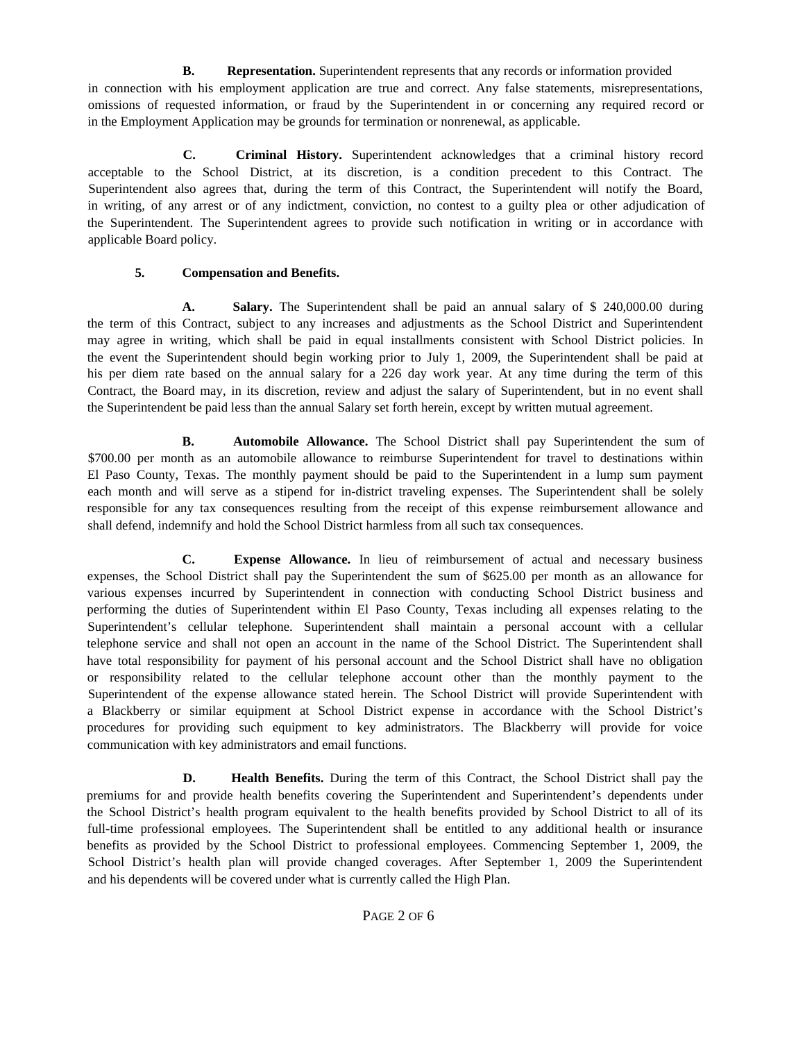**B. Representation.** Superintendent represents that any records or information provided in connection with his employment application are true and correct. Any false statements, misrepresentations, omissions of requested information, or fraud by the Superintendent in or concerning any required record or in the Employment Application may be grounds for termination or nonrenewal, as applicable.

**C. Criminal History.** Superintendent acknowledges that a criminal history record acceptable to the School District, at its discretion, is a condition precedent to this Contract. The Superintendent also agrees that, during the term of this Contract, the Superintendent will notify the Board, in writing, of any arrest or of any indictment, conviction, no contest to a guilty plea or other adjudication of the Superintendent. The Superintendent agrees to provide such notification in writing or in accordance with applicable Board policy.

**5. Compensation and Benefits.**

**A. Salary.** The Superintendent shall be paid an annual salary of $ 240,000.00 during the term of this Contract, subject to any increases and adjustments as the School District and Superintendent may agree in writing, which shall be paid in equal installments consistent with School District policies. In the event the Superintendent should begin working prior to July 1, 2009, the Superintendent shall be paid at his per diem rate based on the annual salary for a 226 day work year. At any time during the term of this Contract, the Board may, in its discretion, review and adjust the salary of Superintendent, but in no event shall the Superintendent be paid less than the annual Salary set forth herein, except by written mutual agreement.

**B. Automobile Allowance.** The School District shall pay Superintendent the sum of $700.00 per month as an automobile allowance to reimburse Superintendent for travel to destinations within El Paso County, Texas. The monthly payment should be paid to the Superintendent in a lump sum payment each month and will serve as a stipend for in-district traveling expenses. The Superintendent shall be solely responsible for any tax consequences resulting from the receipt of this expense reimbursement allowance and shall defend, indemnify and hold the School District harmless from all such tax consequences.

**C. Expense Allowance.** In lieu of reimbursement of actual and necessary business expenses, the School District shall pay the Superintendent the sum of $625.00 per month as an allowance for various expenses incurred by Superintendent in connection with conducting School District business and performing the duties of Superintendent within El Paso County, Texas including all expenses relating to the Superintendent's cellular telephone. Superintendent shall maintain a personal account with a cellular telephone service and shall not open an account in the name of the School District. The Superintendent shall have total responsibility for payment of his personal account and the School District shall have no obligation or responsibility related to the cellular telephone account other than the monthly payment to the Superintendent of the expense allowance stated herein. The School District will provide Superintendent with a Blackberry or similar equipment at School District expense in accordance with the School District's procedures for providing such equipment to key administrators. The Blackberry will provide for voice communication with key administrators and email functions.

**D. Health Benefits.** During the term of this Contract, the School District shall pay the premiums for and provide health benefits covering the Superintendent and Superintendent's dependents under the School District's health program equivalent to the health benefits provided by School District to all of its full-time professional employees. The Superintendent shall be entitled to any additional health or insurance benefits as provided by the School District to professional employees. Commencing September 1, 2009, the School District's health plan will provide changed coverages. After September 1, 2009 the Superintendent and his dependents will be covered under what is currently called the High Plan.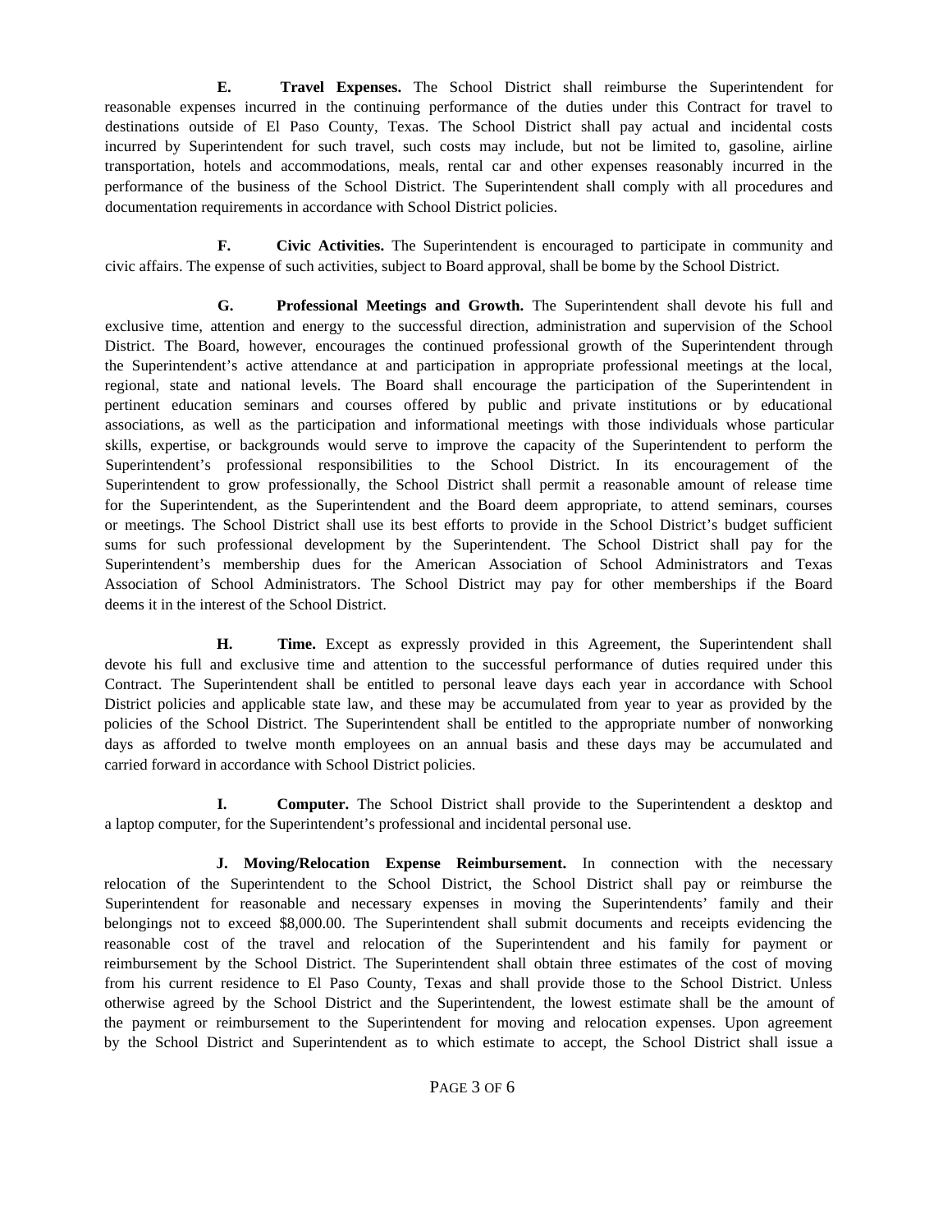**E. Travel Expenses.** The School District shall reimburse the Superintendent for reasonable expenses incurred in the continuing performance of the duties under this Contract for travel to destinations outside of El Paso County, Texas. The School District shall pay actual and incidental costs incurred by Superintendent for such travel, such costs may include, but not be limited to, gasoline, airline transportation, hotels and accommodations, meals, rental car and other expenses reasonably incurred in the performance of the business of the School District. The Superintendent shall comply with all procedures and documentation requirements in accordance with School District policies.

**F. Civic Activities.** The Superintendent is encouraged to participate in community and civic affairs. The expense of such activities, subject to Board approval, shall be bome by the School District.

**G. Professional Meetings and Growth.** The Superintendent shall devote his full and exclusive time, attention and energy to the successful direction, administration and supervision of the School District. The Board, however, encourages the continued professional growth of the Superintendent through the Superintendent's active attendance at and participation in appropriate professional meetings at the local, regional, state and national levels. The Board shall encourage the participation of the Superintendent in pertinent education seminars and courses offered by public and private institutions or by educational associations, as well as the participation and informational meetings with those individuals whose particular skills, expertise, or backgrounds would serve to improve the capacity of the Superintendent to perform the Superintendent's professional responsibilities to the School District. In its encouragement of the Superintendent to grow professionally, the School District shall permit a reasonable amount of release time for the Superintendent, as the Superintendent and the Board deem appropriate, to attend seminars, courses or meetings. The School District shall use its best efforts to provide in the School District's budget sufficient sums for such professional development by the Superintendent. The School District shall pay for the Superintendent's membership dues for the American Association of School Administrators and Texas Association of School Administrators. The School District may pay for other memberships if the Board deems it in the interest of the School District.

**H. Time.** Except as expressly provided in this Agreement, the Superintendent shall devote his full and exclusive time and attention to the successful performance of duties required under this Contract. The Superintendent shall be entitled to personal leave days each year in accordance with School District policies and applicable state law, and these may be accumulated from year to year as provided by the policies of the School District. The Superintendent shall be entitled to the appropriate number of nonworking days as afforded to twelve month employees on an annual basis and these days may be accumulated and carried forward in accordance with School District policies.

**I. Computer.** The School District shall provide to the Superintendent a desktop and a laptop computer, for the Superintendent's professional and incidental personal use.

**J. Moving/Relocation Expense Reimbursement.** In connection with the necessary relocation of the Superintendent to the School District, the School District shall pay or reimburse the Superintendent for reasonable and necessary expenses in moving the Superintendents' family and their belongings not to exceed $8,000.00. The Superintendent shall submit documents and receipts evidencing the reasonable cost of the travel and relocation of the Superintendent and his family for payment or reimbursement by the School District. The Superintendent shall obtain three estimates of the cost of moving from his current residence to El Paso County, Texas and shall provide those to the School District. Unless otherwise agreed by the School District and the Superintendent, the lowest estimate shall be the amount of the payment or reimbursement to the Superintendent for moving and relocation expenses. Upon agreement by the School District and Superintendent as to which estimate to accept, the School District shall issue a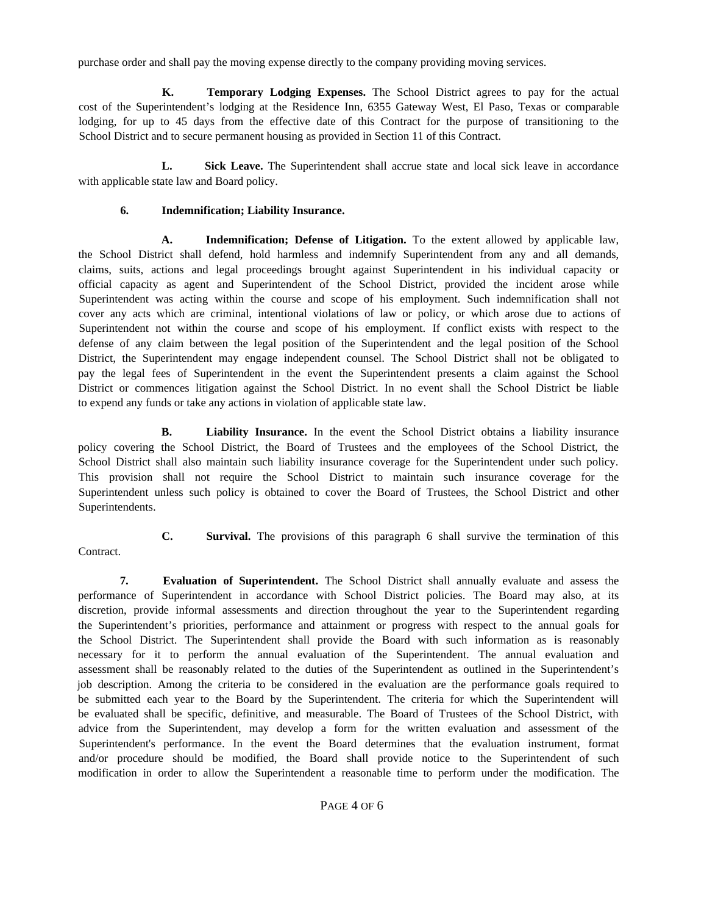purchase order and shall pay the moving expense directly to the company providing moving services.

**K. Temporary Lodging Expenses.** The School District agrees to pay for the actual cost of the Superintendent's lodging at the Residence Inn, 6355 Gateway West, El Paso, Texas or comparable lodging, for up to 45 days from the effective date of this Contract for the purpose of transitioning to the School District and to secure permanent housing as provided in Section 11 of this Contract.

**L. Sick Leave.** The Superintendent shall accrue state and local sick leave in accordance with applicable state law and Board policy.

**6. Indemnification; Liability Insurance.**

**A. Indemnification; Defense of Litigation.** To the extent allowed by applicable law, the School District shall defend, hold harmless and indemnify Superintendent from any and all demands, claims, suits, actions and legal proceedings brought against Superintendent in his individual capacity or official capacity as agent and Superintendent of the School District, provided the incident arose while Superintendent was acting within the course and scope of his employment. Such indemnification shall not cover any acts which are criminal, intentional violations of law or policy, or which arose due to actions of Superintendent not within the course and scope of his employment. If conflict exists with respect to the defense of any claim between the legal position of the Superintendent and the legal position of the School District, the Superintendent may engage independent counsel. The School District shall not be obligated to pay the legal fees of Superintendent in the event the Superintendent presents a claim against the School District or commences litigation against the School District. In no event shall the School District be liable to expend any funds or take any actions in violation of applicable state law.

**B. Liability Insurance.** In the event the School District obtains a liability insurance policy covering the School District, the Board of Trustees and the employees of the School District, the School District shall also maintain such liability insurance coverage for the Superintendent under such policy. This provision shall not require the School District to maintain such insurance coverage for the Superintendent unless such policy is obtained to cover the Board of Trustees, the School District and other Superintendents.

**C. Survival.** The provisions of this paragraph 6 shall survive the termination of this Contract.

**7. Evaluation of Superintendent.** The School District shall annually evaluate and assess the performance of Superintendent in accordance with School District policies. The Board may also, at its discretion, provide informal assessments and direction throughout the year to the Superintendent regarding the Superintendent's priorities, performance and attainment or progress with respect to the annual goals for the School District. The Superintendent shall provide the Board with such information as is reasonably necessary for it to perform the annual evaluation of the Superintendent. The annual evaluation and assessment shall be reasonably related to the duties of the Superintendent as outlined in the Superintendent's job description. Among the criteria to be considered in the evaluation are the performance goals required to be submitted each year to the Board by the Superintendent. The criteria for which the Superintendent will be evaluated shall be specific, definitive, and measurable. The Board of Trustees of the School District, with advice from the Superintendent, may develop a form for the written evaluation and assessment of the Superintendent's performance. In the event the Board determines that the evaluation instrument, format and/or procedure should be modified, the Board shall provide notice to the Superintendent of such modification in order to allow the Superintendent a reasonable time to perform under the modification. The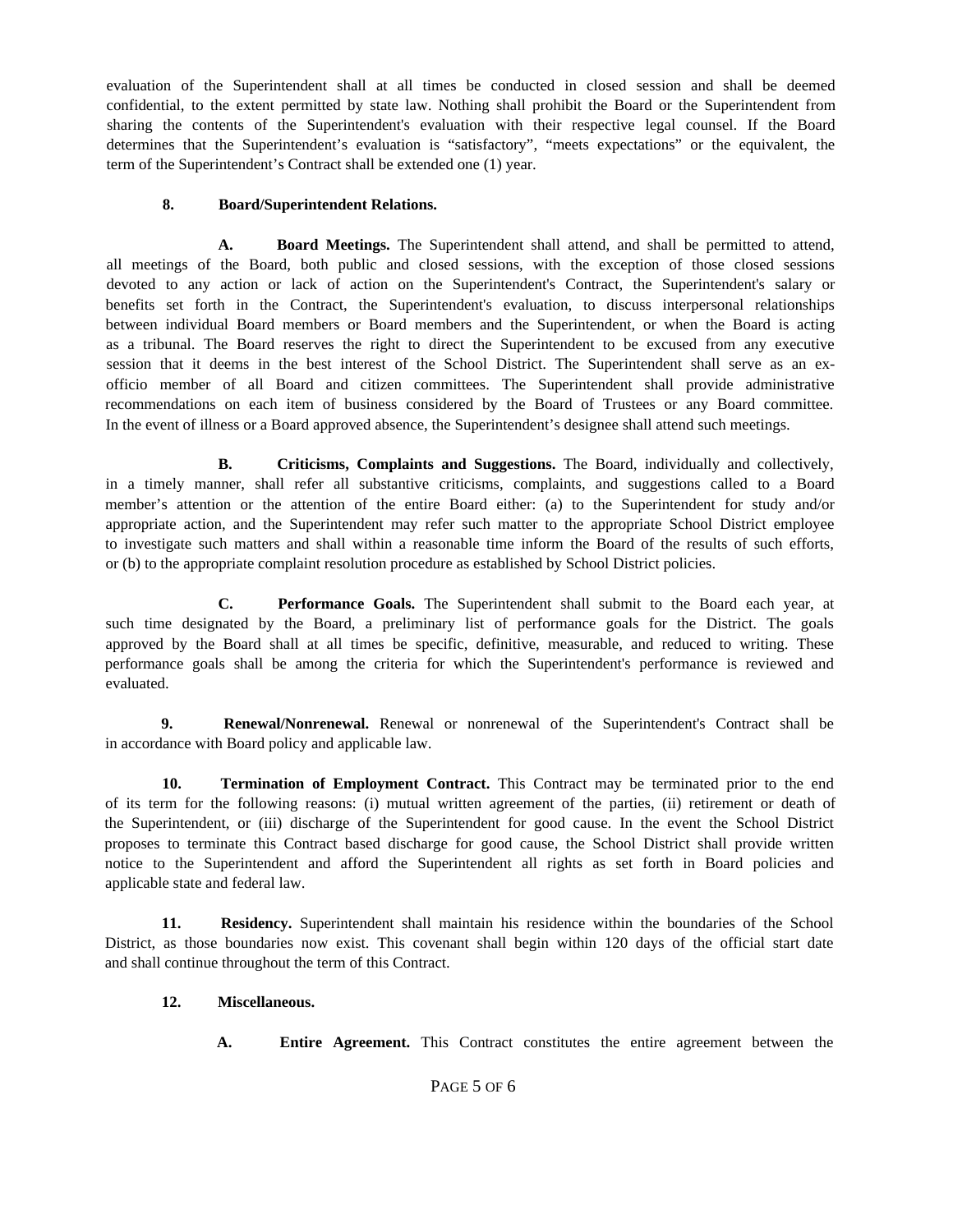evaluation of the Superintendent shall at all times be conducted in closed session and shall be deemed confidential, to the extent permitted by state law. Nothing shall prohibit the Board or the Superintendent from sharing the contents of the Superintendent's evaluation with their respective legal counsel. If the Board determines that the Superintendent's evaluation is "satisfactory", "meets expectations" or the equivalent, the term of the Superintendent's Contract shall be extended one (1) year.

**8. Board/Superintendent Relations.**

**A. Board Meetings.** The Superintendent shall attend, and shall be permitted to attend, all meetings of the Board, both public and closed sessions, with the exception of those closed sessions devoted to any action or lack of action on the Superintendent's Contract, the Superintendent's salary or benefits set forth in the Contract, the Superintendent's evaluation, to discuss interpersonal relationships between individual Board members or Board members and the Superintendent, or when the Board is acting as a tribunal. The Board reserves the right to direct the Superintendent to be excused from any executive session that it deems in the best interest of the School District. The Superintendent shall serve as an ex-officio member of all Board and citizen committees. The Superintendent shall provide administrative recommendations on each item of business considered by the Board of Trustees or any Board committee. In the event of illness or a Board approved absence, the Superintendent's designee shall attend such meetings.

**B. Criticisms, Complaints and Suggestions.** The Board, individually and collectively, in a timely manner, shall refer all substantive criticisms, complaints, and suggestions called to a Board member's attention or the attention of the entire Board either: (a) to the Superintendent for study and/or appropriate action, and the Superintendent may refer such matter to the appropriate School District employee to investigate such matters and shall within a reasonable time inform the Board of the results of such efforts, or (b) to the appropriate complaint resolution procedure as established by School District policies.

**C. Performance Goals.** The Superintendent shall submit to the Board each year, at such time designated by the Board, a preliminary list of performance goals for the District. The goals approved by the Board shall at all times be specific, definitive, measurable, and reduced to writing. These performance goals shall be among the criteria for which the Superintendent's performance is reviewed and evaluated.

**9. Renewal/Nonrenewal.** Renewal or nonrenewal of the Superintendent's Contract shall be in accordance with Board policy and applicable law.

**10. Termination of Employment Contract.** This Contract may be terminated prior to the end of its term for the following reasons: (i) mutual written agreement of the parties, (ii) retirement or death of the Superintendent, or (iii) discharge of the Superintendent for good cause. In the event the School District proposes to terminate this Contract based discharge for good cause, the School District shall provide written notice to the Superintendent and afford the Superintendent all rights as set forth in Board policies and applicable state and federal law.

**11. Residency.** Superintendent shall maintain his residence within the boundaries of the School District, as those boundaries now exist. This covenant shall begin within 120 days of the official start date and shall continue throughout the term of this Contract.

**12. Miscellaneous.**

**A. Entire Agreement.** This Contract constitutes the entire agreement between the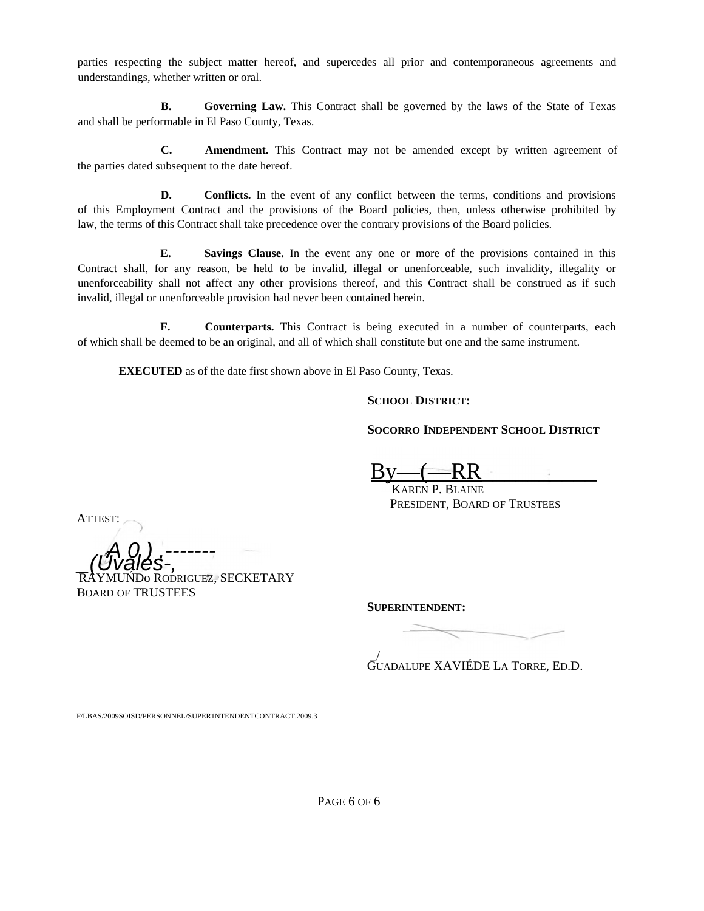parties respecting the subject matter hereof, and supercedes all prior and contemporaneous agreements and understandings, whether written or oral.

**B. Governing Law.** This Contract shall be governed by the laws of the State of Texas and shall be performable in El Paso County, Texas.

**C. Amendment.** This Contract may not be amended except by written agreement of the parties dated subsequent to the date hereof.

**D. Conflicts.** In the event of any conflict between the terms, conditions and provisions of this Employment Contract and the provisions of the Board policies, then, unless otherwise prohibited by law, the terms of this Contract shall take precedence over the contrary provisions of the Board policies.

**E. Savings Clause.** In the event any one or more of the provisions contained in this Contract shall, for any reason, be held to be invalid, illegal or unenforceable, such invalidity, illegality or unenforceability shall not affect any other provisions thereof, and this Contract shall be construed as if such invalid, illegal or unenforceable provision had never been contained herein.

**F. Counterparts.** This Contract is being executed in a number of counterparts, each of which shall be deemed to be an original, and all of which shall constitute but one and the same instrument.

**EXECUTED** as of the date first shown above in El Paso County, Texas.

**SCHOOL DISTRICT:**

**SOCORRO INDEPENDENT SCHOOL DISTRICT**

By—(—RR

KAREN P. BLAINE
PRESIDENT, BOARD OF TRUSTEES

ATTEST:

A 0 ) .-------
_(Uvales-,

RAYMUNDO RODRIGUEZ, SECKETARY
BOARD OF TRUSTEES

**SUPERINTENDENT:**

_/

GUADALUPE XAVIÉDE LA TORRE, ED.D.

F/LBAS/2009SOISD/PERSONNEL/SUPER1NTENDENTCONTRACT.2009.3